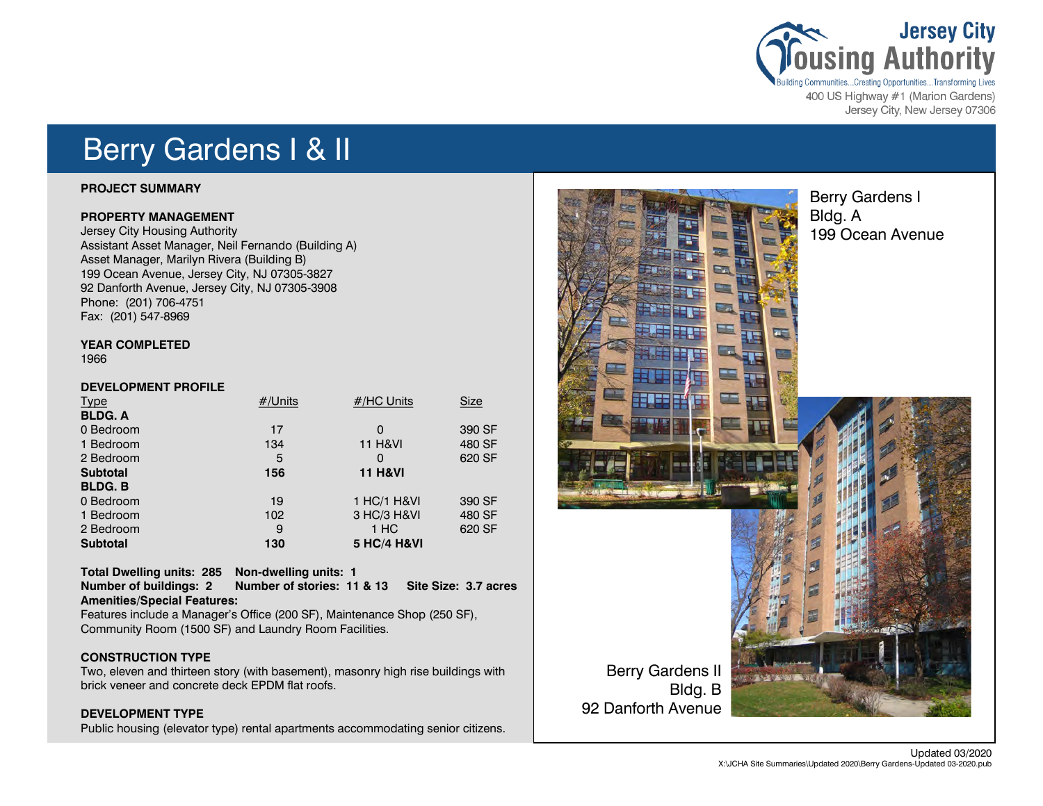Jersey City Housing Authority

Building Communities...Creating Opportunities...Transforming Lives

400 US Highway #1 (Marion Gardens)
Jersey City, New Jersey 07306

# Berry Gardens I & II

**PROJECT SUMMARY**

**PROPERTY MANAGEMENT**
Jersey City Housing Authority
Assistant Asset Manager, Neil Fernando (Building A)
Asset Manager, Marilyn Rivera (Building B)
199 Ocean Avenue, Jersey City, NJ 07305-3827
92 Danforth Avenue, Jersey City, NJ 07305-3908
Phone: (201) 706-4751
Fax: (201) 547-8969

**YEAR COMPLETED**
1966

**DEVELOPMENT PROFILE**

| Type | #/Units | #/HC Units | Size |
|---|---|---|---|
| **BLDG. A** | | | |
| 0 Bedroom | 17 | 0 | 390 SF |
| 1 Bedroom | 134 | 11 H&VI | 480 SF |
| 2 Bedroom | 5 | 0 | 620 SF |
| **Subtotal** | **156** | **11 H&VI** | |
| **BLDG. B** | | | |
| 0 Bedroom | 19 | 1 HC/1 H&VI | 390 SF |
| 1 Bedroom | 102 | 3 HC/3 H&VI | 480 SF |
| 2 Bedroom | 9 | 1 HC | 620 SF |
| **Subtotal** | **130** | **5 HC/4 H&VI** | |

**Total Dwelling units: 285 Non-dwelling units: 1**
**Number of buildings: 2 Number of stories: 11 & 13 Site Size: 3.7 acres**
**Amenities/Special Features:**
Features include a Manager's Office (200 SF), Maintenance Shop (250 SF), Community Room (1500 SF) and Laundry Room Facilities.

**CONSTRUCTION TYPE**
Two, eleven and thirteen story (with basement), masonry high rise buildings with brick veneer and concrete deck EPDM flat roofs.

**DEVELOPMENT TYPE**
Public housing (elevator type) rental apartments accommodating senior citizens.

Berry Gardens I
Bldg. A
199 Ocean Avenue

Berry Gardens II
Bldg. B
92 Danforth Avenue

Updated 03/2020
X:\JCHA Site Summaries\Updated 2020\Berry Gardens-Updated 03-2020.pub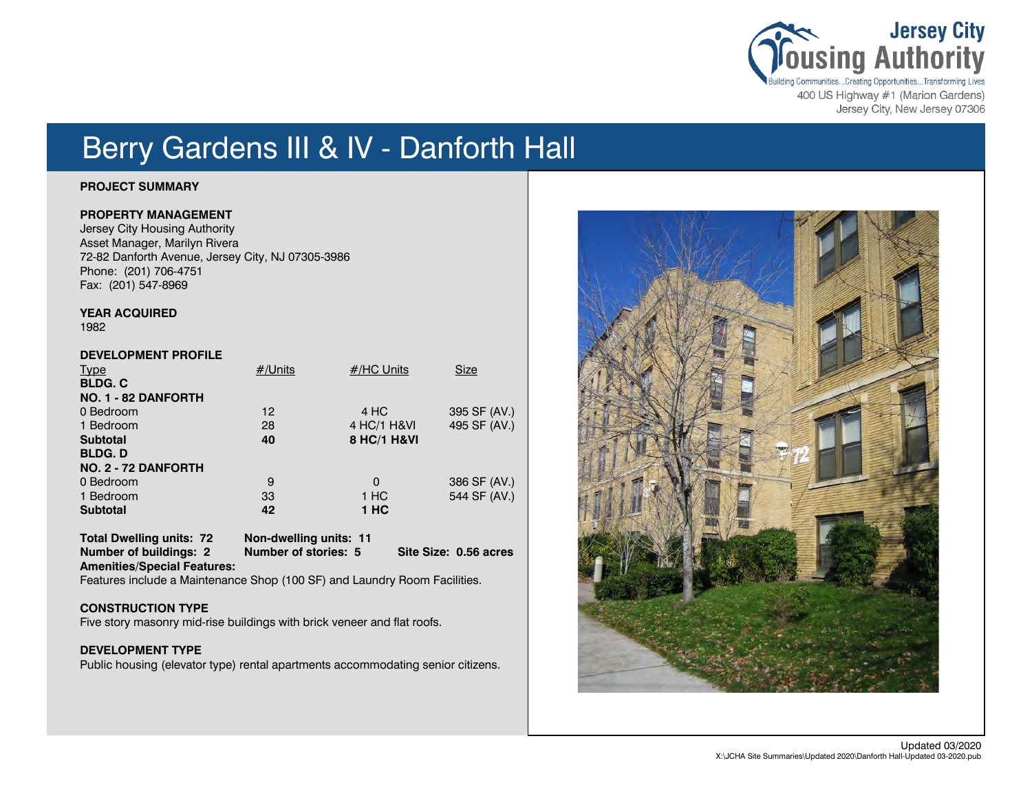Jersey City Housing Authority

Building Communities...Creating Opportunities...Transforming Lives

400 US Highway #1 (Marion Gardens)
Jersey City, New Jersey 07306

# Berry Gardens III & IV - Danforth Hall

**PROJECT SUMMARY**

**PROPERTY MANAGEMENT**
Jersey City Housing Authority
Asset Manager, Marilyn Rivera
72-82 Danforth Avenue, Jersey City, NJ 07305-3986
Phone: (201) 706-4751
Fax: (201) 547-8969

**YEAR ACQUIRED**
1982

**DEVELOPMENT PROFILE**

| Type | #/Units | #/HC Units | Size |
|---|---|---|---|
| **BLDG. C** | | | |
| **NO. 1 - 82 DANFORTH** | | | |
| 0 Bedroom | 12 | 4 HC | 395 SF (AV.) |
| 1 Bedroom | 28 | 4 HC/1 H&VI | 495 SF (AV.) |
| **Subtotal** | **40** | **8 HC/1 H&VI** | |
| **BLDG. D** | | | |
| **NO. 2 - 72 DANFORTH** | | | |
| 0 Bedroom | 9 | 0 | 386 SF (AV.) |
| 1 Bedroom | 33 | 1 HC | 544 SF (AV.) |
| **Subtotal** | **42** | **1 HC** | |

**Total Dwelling units: 72** **Non-dwelling units: 11**
**Number of buildings: 2** **Number of stories: 5** **Site Size: 0.56 acres**
**Amenities/Special Features:**
Features include a Maintenance Shop (100 SF) and Laundry Room Facilities.

**CONSTRUCTION TYPE**
Five story masonry mid-rise buildings with brick veneer and flat roofs.

**DEVELOPMENT TYPE**
Public housing (elevator type) rental apartments accommodating senior citizens.

Updated 03/2020
X:\JCHA Site Summaries\Updated 2020\Danforth Hall-Updated 03-2020.pub